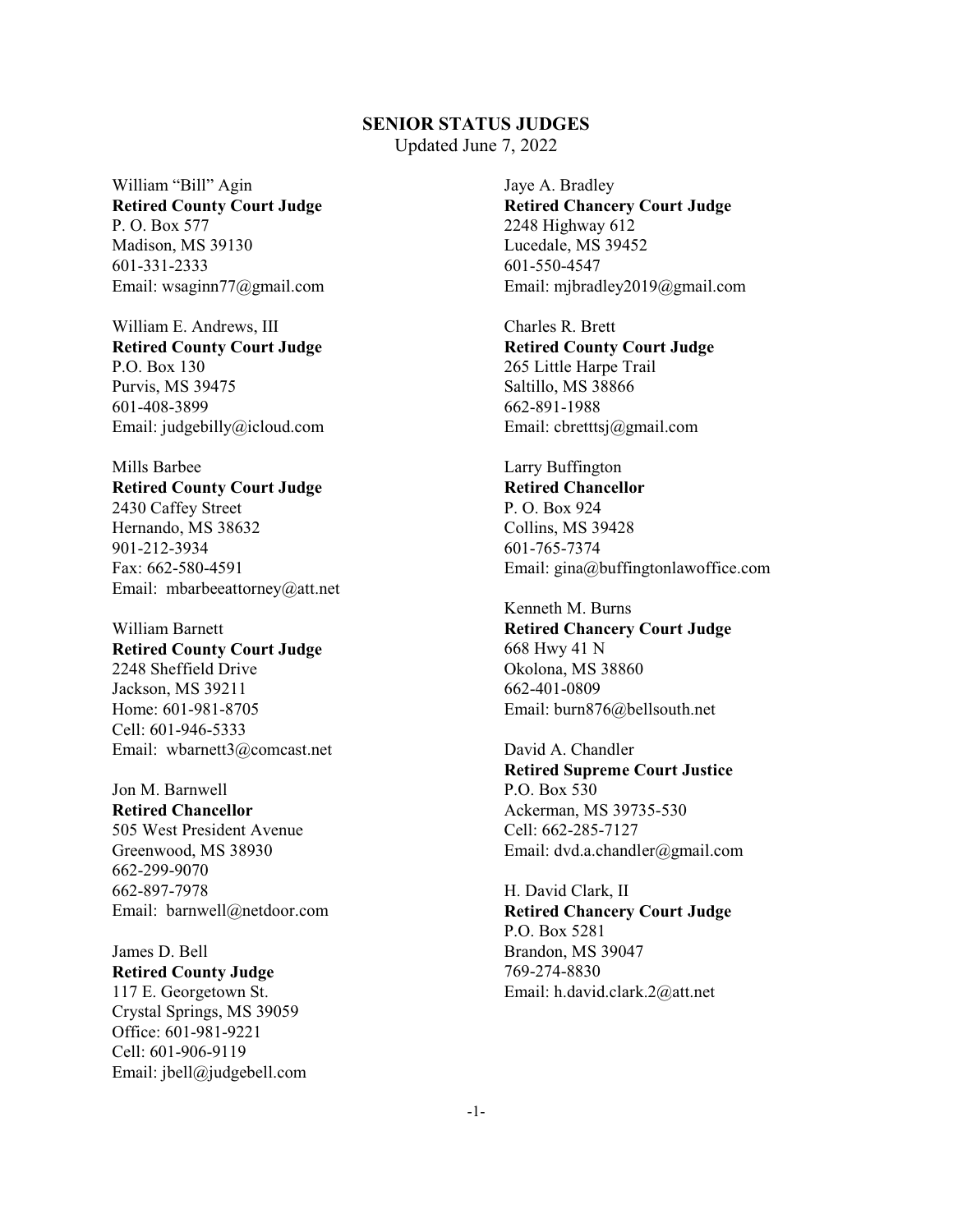# SENIOR STATUS JUDGES

Updated June 7, 2022

William "Bill" Agin
**Retired County Court Judge**
P. O. Box 577
Madison, MS 39130
601-331-2333
Email: wsaginn77@gmail.com

William E. Andrews, III
**Retired County Court Judge**
P.O. Box 130
Purvis, MS 39475
601-408-3899
Email: judgebilly@icloud.com

Mills Barbee
**Retired County Court Judge**
2430 Caffey Street
Hernando, MS 38632
901-212-3934
Fax: 662-580-4591
Email: mbarbeeattorney@att.net

William Barnett
**Retired County Court Judge**
2248 Sheffield Drive
Jackson, MS 39211
Home: 601-981-8705
Cell: 601-946-5333
Email: wbarnett3@comcast.net

Jon M. Barnwell
**Retired Chancellor**
505 West President Avenue
Greenwood, MS 38930
662-299-9070
662-897-7978
Email: barnwell@netdoor.com

James D. Bell
**Retired County Judge**
117 E. Georgetown St.
Crystal Springs, MS 39059
Office: 601-981-9221
Cell: 601-906-9119
Email: jbell@judgebell.com

Jaye A. Bradley
**Retired Chancery Court Judge**
2248 Highway 612
Lucedale, MS 39452
601-550-4547
Email: mjbradley2019@gmail.com

Charles R. Brett
**Retired County Court Judge**
265 Little Harpe Trail
Saltillo, MS 38866
662-891-1988
Email: cbretttsj@gmail.com

Larry Buffington
**Retired Chancellor**
P. O. Box 924
Collins, MS 39428
601-765-7374
Email: gina@buffingtonlawoffice.com

Kenneth M. Burns
**Retired Chancery Court Judge**
668 Hwy 41 N
Okolona, MS 38860
662-401-0809
Email: burn876@bellsouth.net

David A. Chandler
**Retired Supreme Court Justice**
P.O. Box 530
Ackerman, MS 39735-530
Cell: 662-285-7127
Email: dvd.a.chandler@gmail.com

H. David Clark, II
**Retired Chancery Court Judge**
P.O. Box 5281
Brandon, MS 39047
769-274-8830
Email: h.david.clark.2@att.net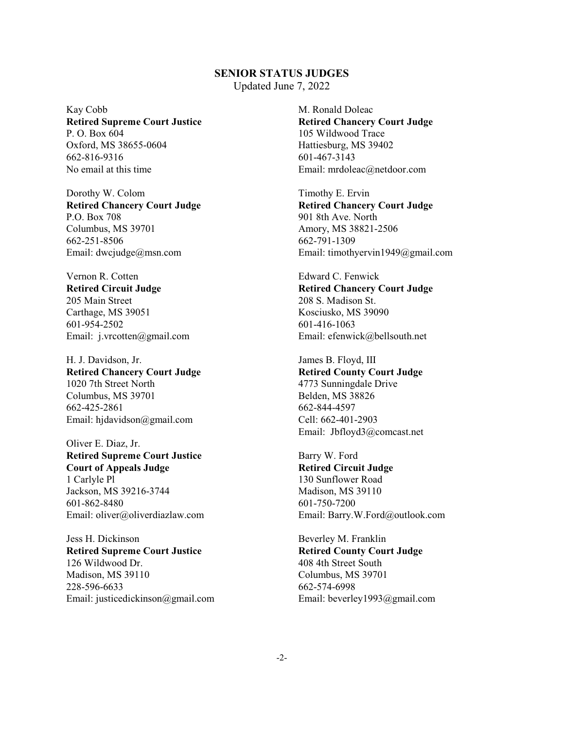## SENIOR STATUS JUDGES

Updated June 7, 2022

Kay Cobb
**Retired Supreme Court Justice**
P. O. Box 604
Oxford, MS 38655-0604
662-816-9316
No email at this time

Dorothy W. Colom
**Retired Chancery Court Judge**
P.O. Box 708
Columbus, MS 39701
662-251-8506
Email: dwcjudge@msn.com

Vernon R. Cotten
**Retired Circuit Judge**
205 Main Street
Carthage, MS 39051
601-954-2502
Email: j.vrcotten@gmail.com

H. J. Davidson, Jr.
**Retired Chancery Court Judge**
1020 7th Street North
Columbus, MS 39701
662-425-2861
Email: hjdavidson@gmail.com

Oliver E. Diaz, Jr.
**Retired Supreme Court Justice**
**Court of Appeals Judge**
1 Carlyle Pl
Jackson, MS 39216-3744
601-862-8480
Email: oliver@oliverdiazlaw.com

Jess H. Dickinson
**Retired Supreme Court Justice**
126 Wildwood Dr.
Madison, MS 39110
228-596-6633
Email: justicedickinson@gmail.com

M. Ronald Doleac
**Retired Chancery Court Judge**
105 Wildwood Trace
Hattiesburg, MS 39402
601-467-3143
Email: mrdoleac@netdoor.com

Timothy E. Ervin
**Retired Chancery Court Judge**
901 8th Ave. North
Amory, MS 38821-2506
662-791-1309
Email: timothyervin1949@gmail.com

Edward C. Fenwick
**Retired Chancery Court Judge**
208 S. Madison St.
Kosciusko, MS 39090
601-416-1063
Email: efenwick@bellsouth.net

James B. Floyd, III
**Retired County Court Judge**
4773 Sunningdale Drive
Belden, MS 38826
662-844-4597
Cell: 662-401-2903
Email: Jbfloyd3@comcast.net

Barry W. Ford
**Retired Circuit Judge**
130 Sunflower Road
Madison, MS 39110
601-750-7200
Email: Barry.W.Ford@outlook.com

Beverley M. Franklin
**Retired County Court Judge**
408 4th Street South
Columbus, MS 39701
662-574-6998
Email: beverley1993@gmail.com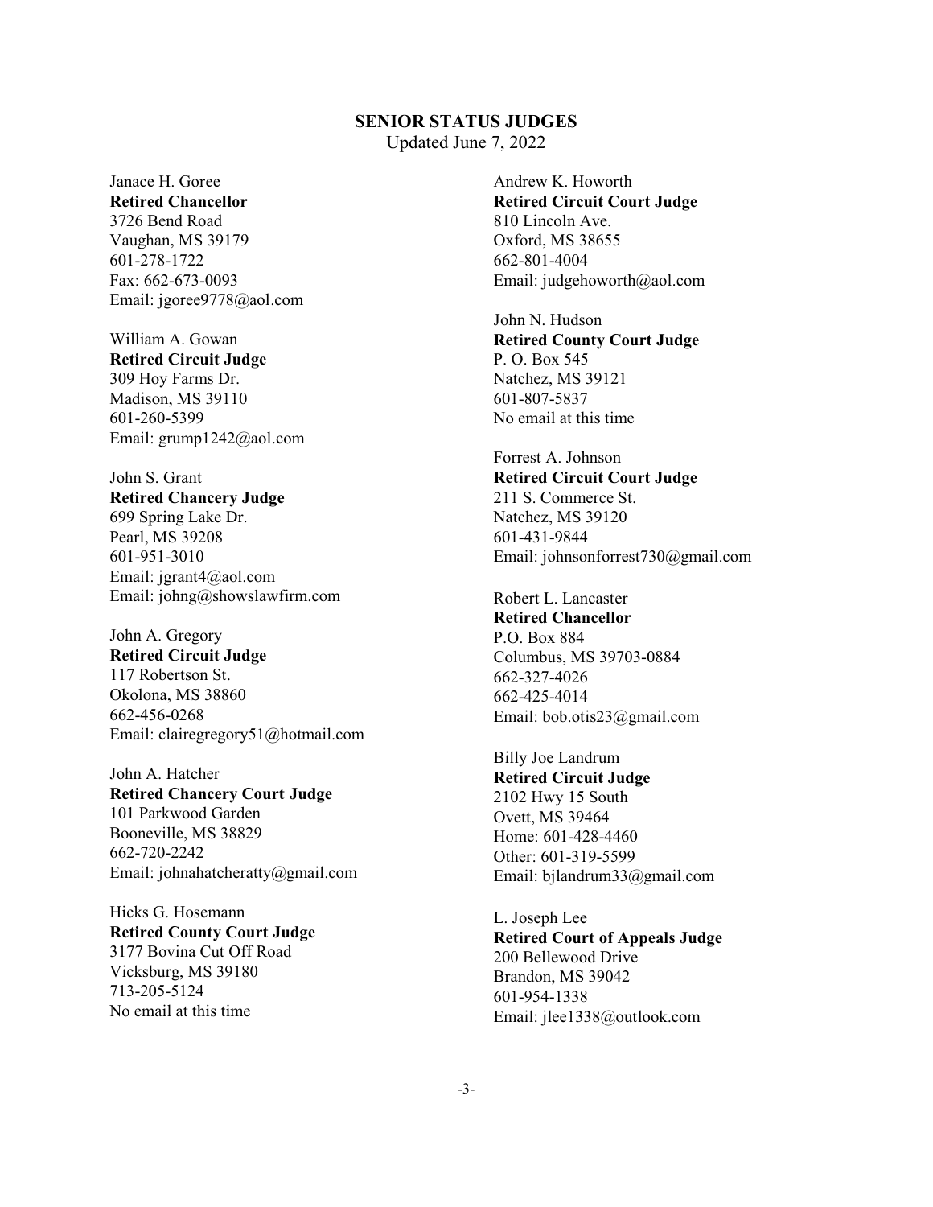## SENIOR STATUS JUDGES

Updated June 7, 2022

Janace H. Goree
**Retired Chancellor**
3726 Bend Road
Vaughan, MS 39179
601-278-1722
Fax: 662-673-0093
Email: jgoree9778@aol.com

William A. Gowan
**Retired Circuit Judge**
309 Hoy Farms Dr.
Madison, MS 39110
601-260-5399
Email: grump1242@aol.com

John S. Grant
**Retired Chancery Judge**
699 Spring Lake Dr.
Pearl, MS 39208
601-951-3010
Email: jgrant4@aol.com
Email: johng@showslawfirm.com

John A. Gregory
**Retired Circuit Judge**
117 Robertson St.
Okolona, MS 38860
662-456-0268
Email: clairegregory51@hotmail.com

John A. Hatcher
**Retired Chancery Court Judge**
101 Parkwood Garden
Booneville, MS 38829
662-720-2242
Email: johnahatcheratty@gmail.com

Hicks G. Hosemann
**Retired County Court Judge**
3177 Bovina Cut Off Road
Vicksburg, MS 39180
713-205-5124
No email at this time

Andrew K. Howorth
**Retired Circuit Court Judge**
810 Lincoln Ave.
Oxford, MS 38655
662-801-4004
Email: judgehoworth@aol.com

John N. Hudson
**Retired County Court Judge**
P. O. Box 545
Natchez, MS 39121
601-807-5837
No email at this time

Forrest A. Johnson
**Retired Circuit Court Judge**
211 S. Commerce St.
Natchez, MS 39120
601-431-9844
Email: johnsonforrest730@gmail.com

Robert L. Lancaster
**Retired Chancellor**
P.O. Box 884
Columbus, MS 39703-0884
662-327-4026
662-425-4014
Email: bob.otis23@gmail.com

Billy Joe Landrum
**Retired Circuit Judge**
2102 Hwy 15 South
Ovett, MS 39464
Home: 601-428-4460
Other: 601-319-5599
Email: bjlandrum33@gmail.com

L. Joseph Lee
**Retired Court of Appeals Judge**
200 Bellewood Drive
Brandon, MS 39042
601-954-1338
Email: jlee1338@outlook.com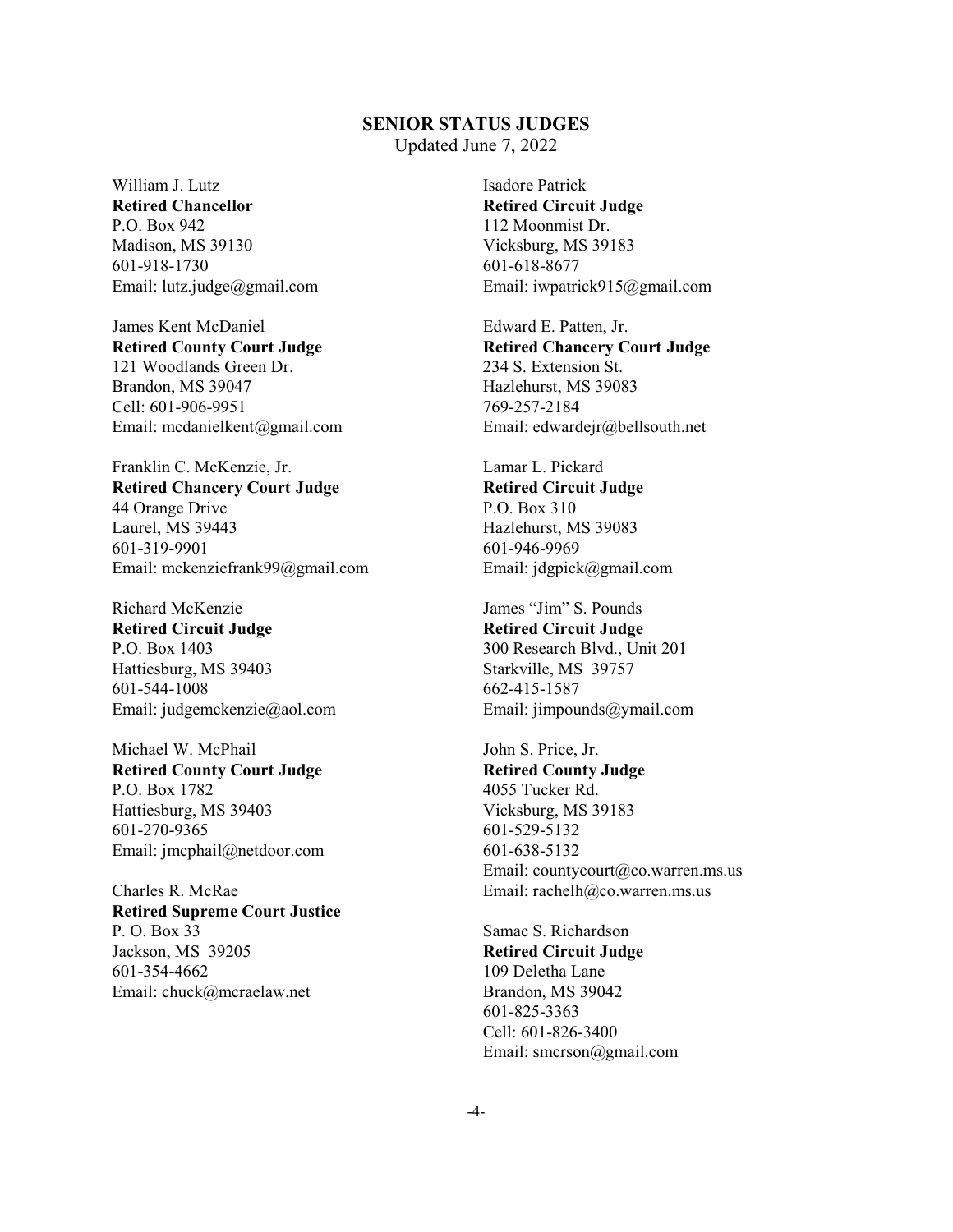**SENIOR STATUS JUDGES**
Updated June 7, 2022

William J. Lutz
**Retired Chancellor**
P.O. Box 942
Madison, MS 39130
601-918-1730
Email: lutz.judge@gmail.com

James Kent McDaniel
**Retired County Court Judge**
121 Woodlands Green Dr.
Brandon, MS 39047
Cell: 601-906-9951
Email: mcdanielkent@gmail.com

Franklin C. McKenzie, Jr.
**Retired Chancery Court Judge**
44 Orange Drive
Laurel, MS 39443
601-319-9901
Email: mckenziefrank99@gmail.com

Richard McKenzie
**Retired Circuit Judge**
P.O. Box 1403
Hattiesburg, MS 39403
601-544-1008
Email: judgemckenzie@aol.com

Michael W. McPhail
**Retired County Court Judge**
P.O. Box 1782
Hattiesburg, MS 39403
601-270-9365
Email: jmcphail@netdoor.com

Charles R. McRae
**Retired Supreme Court Justice**
P. O. Box 33
Jackson, MS 39205
601-354-4662
Email: chuck@mcraelaw.net

Isadore Patrick
**Retired Circuit Judge**
112 Moonmist Dr.
Vicksburg, MS 39183
601-618-8677
Email: iwpatrick915@gmail.com

Edward E. Patten, Jr.
**Retired Chancery Court Judge**
234 S. Extension St.
Hazlehurst, MS 39083
769-257-2184
Email: edwardejr@bellsouth.net

Lamar L. Pickard
**Retired Circuit Judge**
P.O. Box 310
Hazlehurst, MS 39083
601-946-9969
Email: jdgpick@gmail.com

James "Jim" S. Pounds
**Retired Circuit Judge**
300 Research Blvd., Unit 201
Starkville, MS 39757
662-415-1587
Email: jimpounds@ymail.com

John S. Price, Jr.
**Retired County Judge**
4055 Tucker Rd.
Vicksburg, MS 39183
601-529-5132
601-638-5132
Email: countycourt@co.warren.ms.us
Email: rachelh@co.warren.ms.us

Samac S. Richardson
**Retired Circuit Judge**
109 Deletha Lane
Brandon, MS 39042
601-825-3363
Cell: 601-826-3400
Email: smcrson@gmail.com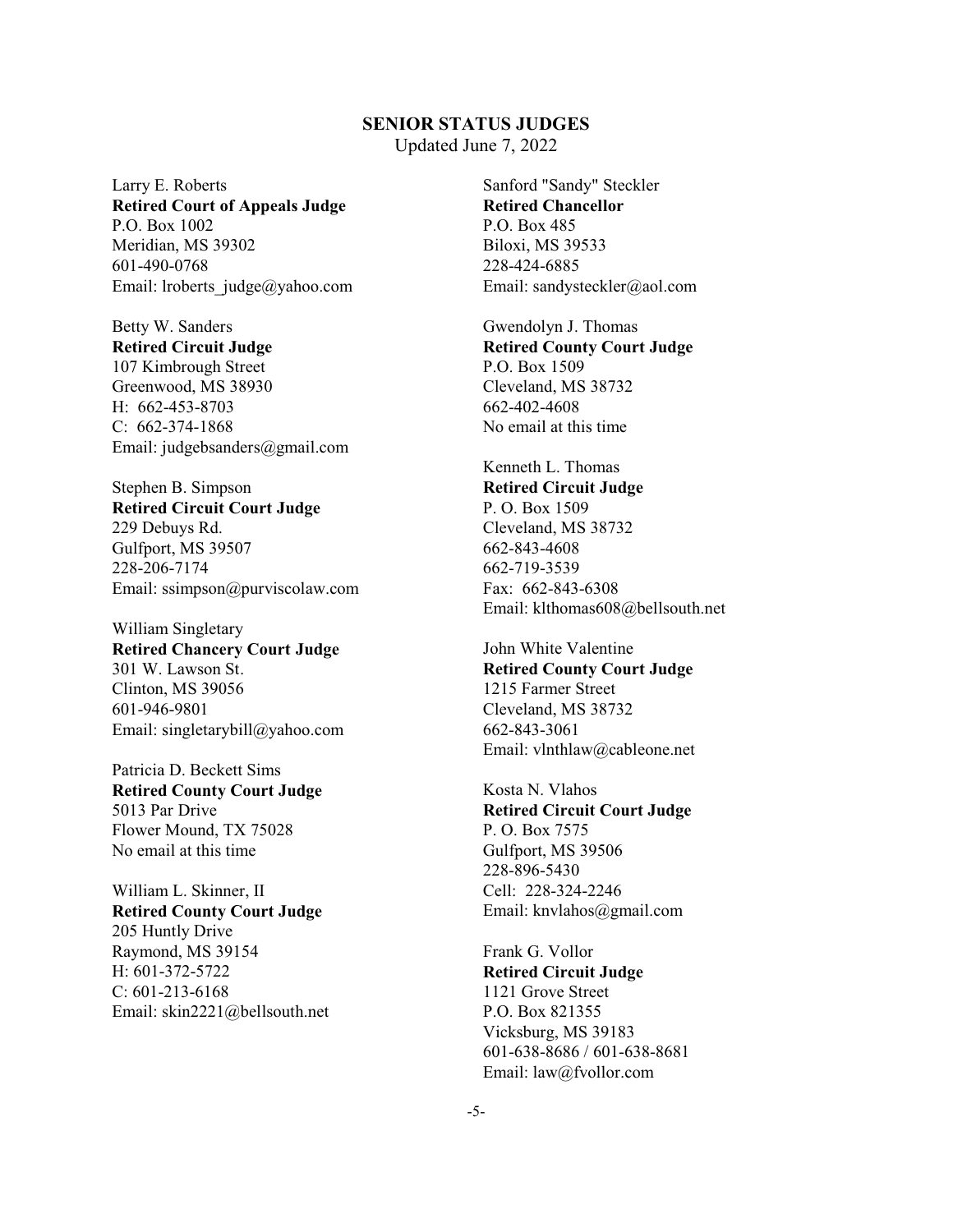## SENIOR STATUS JUDGES

Updated June 7, 2022

Larry E. Roberts
**Retired Court of Appeals Judge**
P.O. Box 1002
Meridian, MS 39302
601-490-0768
Email: lroberts_judge@yahoo.com

Betty W. Sanders
**Retired Circuit Judge**
107 Kimbrough Street
Greenwood, MS 38930
H: 662-453-8703
C: 662-374-1868
Email: judgebsanders@gmail.com

Stephen B. Simpson
**Retired Circuit Court Judge**
229 Debuys Rd.
Gulfport, MS 39507
228-206-7174
Email: ssimpson@purviscolaw.com

William Singletary
**Retired Chancery Court Judge**
301 W. Lawson St.
Clinton, MS 39056
601-946-9801
Email: singletarybill@yahoo.com

Patricia D. Beckett Sims
**Retired County Court Judge**
5013 Par Drive
Flower Mound, TX 75028
No email at this time

William L. Skinner, II
**Retired County Court Judge**
205 Huntly Drive
Raymond, MS 39154
H: 601-372-5722
C: 601-213-6168
Email: skin2221@bellsouth.net

Sanford "Sandy" Steckler
**Retired Chancellor**
P.O. Box 485
Biloxi, MS 39533
228-424-6885
Email: sandysteckler@aol.com

Gwendolyn J. Thomas
**Retired County Court Judge**
P.O. Box 1509
Cleveland, MS 38732
662-402-4608
No email at this time

Kenneth L. Thomas
**Retired Circuit Judge**
P. O. Box 1509
Cleveland, MS 38732
662-843-4608
662-719-3539
Fax: 662-843-6308
Email: klthomas608@bellsouth.net

John White Valentine
**Retired County Court Judge**
1215 Farmer Street
Cleveland, MS 38732
662-843-3061
Email: vlnthlaw@cableone.net

Kosta N. Vlahos
**Retired Circuit Court Judge**
P. O. Box 7575
Gulfport, MS 39506
228-896-5430
Cell: 228-324-2246
Email: knvlahos@gmail.com

Frank G. Vollor
**Retired Circuit Judge**
1121 Grove Street
P.O. Box 821355
Vicksburg, MS 39183
601-638-8686 / 601-638-8681
Email: law@fvollor.com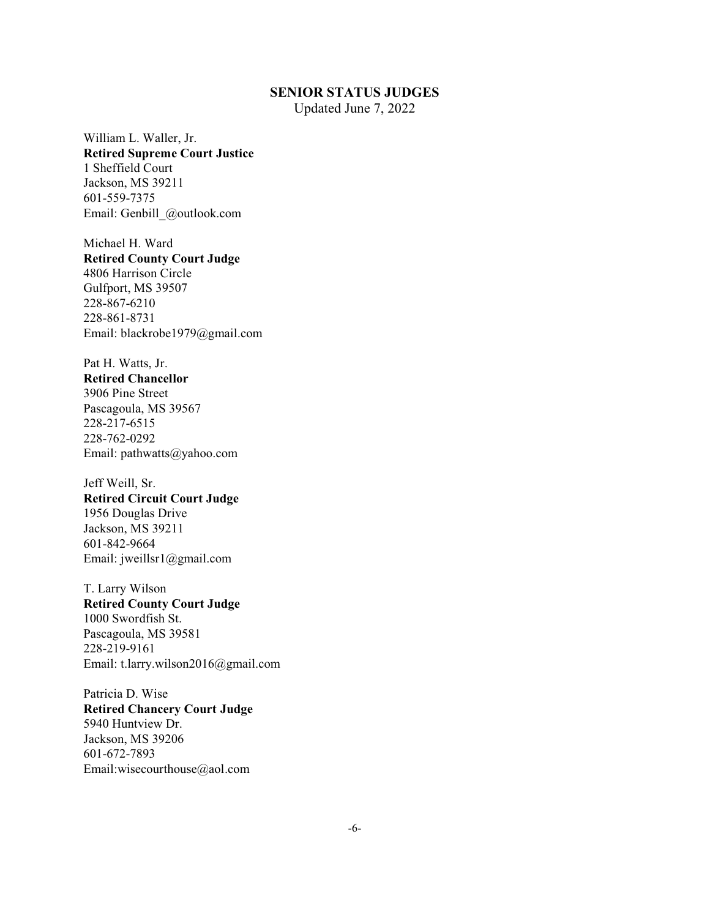## SENIOR STATUS JUDGES

Updated June 7, 2022

William L. Waller, Jr.  
**Retired Supreme Court Justice**  
1 Sheffield Court  
Jackson, MS 39211  
601-559-7375  
Email: Genbill_@outlook.com

Michael H. Ward  
**Retired County Court Judge**  
4806 Harrison Circle  
Gulfport, MS 39507  
228-867-6210  
228-861-8731  
Email: blackrobe1979@gmail.com

Pat H. Watts, Jr.  
**Retired Chancellor**  
3906 Pine Street  
Pascagoula, MS 39567  
228-217-6515  
228-762-0292  
Email: pathwatts@yahoo.com

Jeff Weill, Sr.  
**Retired Circuit Court Judge**  
1956 Douglas Drive  
Jackson, MS 39211  
601-842-9664  
Email: jweillsr1@gmail.com

T. Larry Wilson  
**Retired County Court Judge**  
1000 Swordfish St.  
Pascagoula, MS 39581  
228-219-9161  
Email: t.larry.wilson2016@gmail.com

Patricia D. Wise  
**Retired Chancery Court Judge**  
5940 Huntview Dr.  
Jackson, MS 39206  
601-672-7893  
Email:wisecourthouse@aol.com